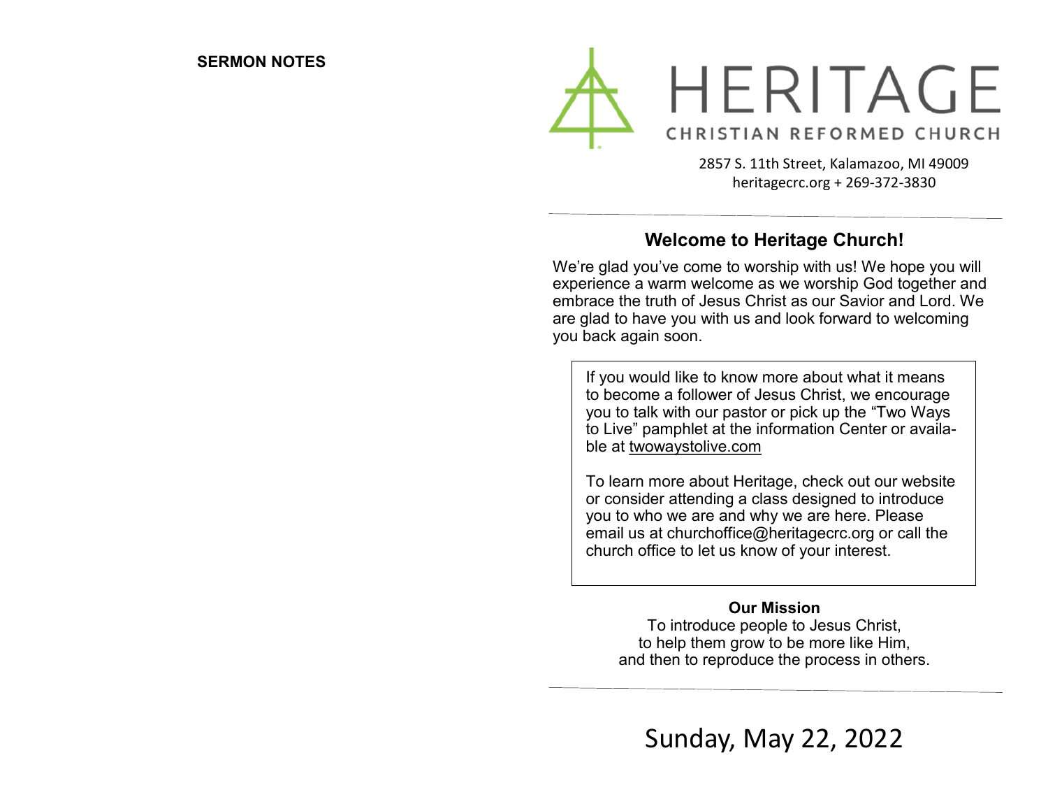**SERMON NOTES**

# HERITAGE

CHRISTIAN REFORMED CHURCH

2857 S. 11th Street, Kalamazoo, MI 49009
heritagecrc.org + 269-372-3830

---

## Welcome to Heritage Church!

We're glad you've come to worship with us! We hope you will experience a warm welcome as we worship God together and embrace the truth of Jesus Christ as our Savior and Lord. We are glad to have you with us and look forward to welcoming you back again soon.

> If you would like to know more about what it means to become a follower of Jesus Christ, we encourage you to talk with our pastor or pick up the "Two Ways to Live" pamphlet at the information Center or available at twowaystolive.com
>
> To learn more about Heritage, check out our website or consider attending a class designed to introduce you to who we are and why we are here. Please email us at churchoffice@heritagecrc.org or call the church office to let us know of your interest.

**Our Mission**

To introduce people to Jesus Christ,
to help them grow to be more like Him,
and then to reproduce the process in others.

---

Sunday, May 22, 2022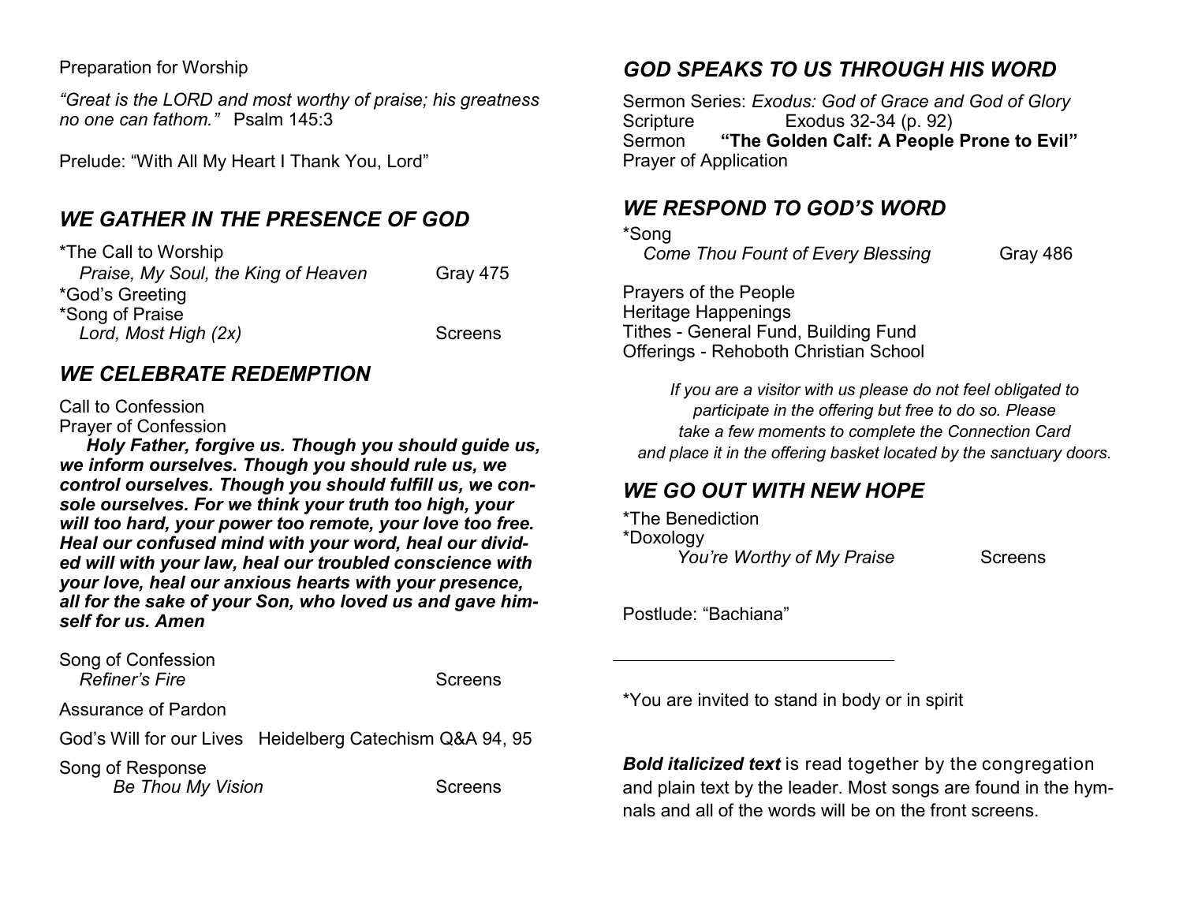Preparation for Worship

*"Great is the LORD and most worthy of praise; his greatness no one can fathom."* Psalm 145:3

Prelude: "With All My Heart I Thank You, Lord"

## *WE GATHER IN THE PRESENCE OF GOD*

*The Call to Worship
*Praise, My Soul, the King of Heaven* Gray 475
*God's Greeting
*Song of Praise
*Lord, Most High (2x)* Screens

## *WE CELEBRATE REDEMPTION*

Call to Confession
Prayer of Confession

***Holy Father, forgive us. Though you should guide us, we inform ourselves. Though you should rule us, we control ourselves. Though you should fulfill us, we console ourselves. For we think your truth too high, your will too hard, your power too remote, your love too free. Heal our confused mind with your word, heal our divided will with your law, heal our troubled conscience with your love, heal our anxious hearts with your presence, all for the sake of your Son, who loved us and gave himself for us. Amen***

Song of Confession
*Refiner's Fire* Screens

Assurance of Pardon

God's Will for our Lives Heidelberg Catechism Q&A 94, 95

Song of Response
*Be Thou My Vision* Screens

## *GOD SPEAKS TO US THROUGH HIS WORD*

Sermon Series: *Exodus: God of Grace and God of Glory*
Scripture Exodus 32-34 (p. 92)
Sermon **"The Golden Calf: A People Prone to Evil"**
Prayer of Application

## *WE RESPOND TO GOD'S WORD*

*Song
*Come Thou Fount of Every Blessing* Gray 486

Prayers of the People
Heritage Happenings
Tithes - General Fund, Building Fund
Offerings - Rehoboth Christian School

*If you are a visitor with us please do not feel obligated to participate in the offering but free to do so. Please take a few moments to complete the Connection Card and place it in the offering basket located by the sanctuary doors.*

## *WE GO OUT WITH NEW HOPE*

*The Benediction
*Doxology
*You're Worthy of My Praise* Screens

Postlude: "Bachiana"

---

*You are invited to stand in body or in spirit

***Bold italicized text*** is read together by the congregation and plain text by the leader. Most songs are found in the hymnals and all of the words will be on the front screens.